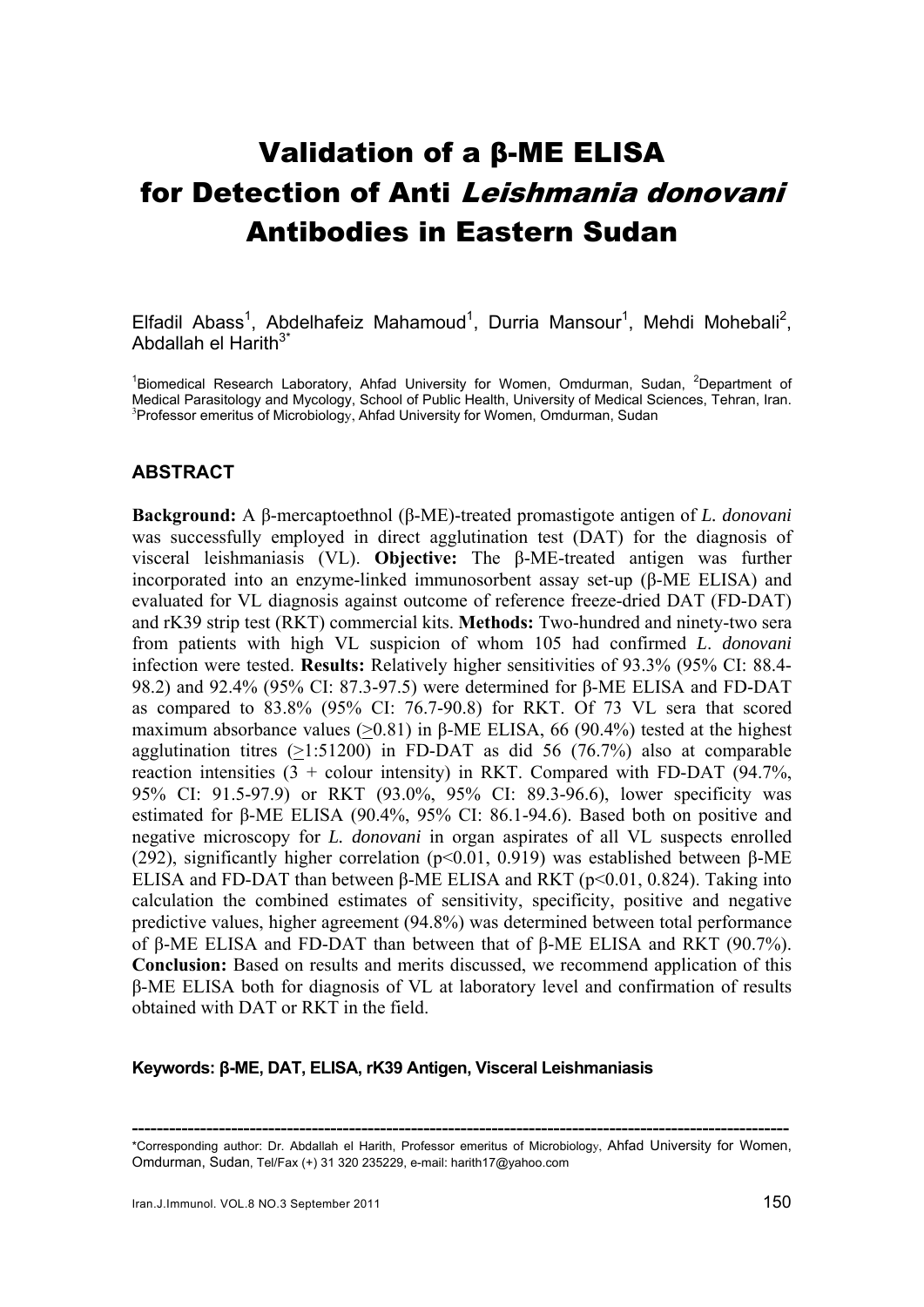# Validation of a β-ME ELISA for Detection of Anti *Leishmania donovani* Antibodies in Eastern Sudan

Elfadil Abass[1], Abdelhafeiz Mahamoud[1], Durria Mansour[1], Mehdi Mohebali[2], Abdallah el Harith[3*]

[1]Biomedical Research Laboratory, Ahfad University for Women, Omdurman, Sudan, [2]Department of Medical Parasitology and Mycology, School of Public Health, University of Medical Sciences, Tehran, Iran. [3]Professor emeritus of Microbiology, Ahfad University for Women, Omdurman, Sudan

## ABSTRACT

**Background:** A β-mercaptoethnol (β-ME)-treated promastigote antigen of *L. donovani* was successfully employed in direct agglutination test (DAT) for the diagnosis of visceral leishmaniasis (VL). **Objective:** The β-ME-treated antigen was further incorporated into an enzyme-linked immunosorbent assay set-up (β-ME ELISA) and evaluated for VL diagnosis against outcome of reference freeze-dried DAT (FD-DAT) and rK39 strip test (RKT) commercial kits. **Methods:** Two-hundred and ninety-two sera from patients with high VL suspicion of whom 105 had confirmed *L. donovani* infection were tested. **Results:** Relatively higher sensitivities of 93.3% (95% CI: 88.4-98.2) and 92.4% (95% CI: 87.3-97.5) were determined for β-ME ELISA and FD-DAT as compared to 83.8% (95% CI: 76.7-90.8) for RKT. Of 73 VL sera that scored maximum absorbance values ($\geq$0.81) in β-ME ELISA, 66 (90.4%) tested at the highest agglutination titres ($\geq$1:51200) in FD-DAT as did 56 (76.7%) also at comparable reaction intensities (3 + colour intensity) in RKT. Compared with FD-DAT (94.7%, 95% CI: 91.5-97.9) or RKT (93.0%, 95% CI: 89.3-96.6), lower specificity was estimated for β-ME ELISA (90.4%, 95% CI: 86.1-94.6). Based both on positive and negative microscopy for *L. donovani* in organ aspirates of all VL suspects enrolled (292), significantly higher correlation ($p<0.01$, 0.919) was established between β-ME ELISA and FD-DAT than between β-ME ELISA and RKT ($p<0.01$, 0.824). Taking into calculation the combined estimates of sensitivity, specificity, positive and negative predictive values, higher agreement (94.8%) was determined between total performance of β-ME ELISA and FD-DAT than between that of β-ME ELISA and RKT (90.7%). **Conclusion:** Based on results and merits discussed, we recommend application of this β-ME ELISA both for diagnosis of VL at laboratory level and confirmation of results obtained with DAT or RKT in the field.

**Keywords: β-ME, DAT, ELISA, rK39 Antigen, Visceral Leishmaniasis**

---

*Corresponding author: Dr. Abdallah el Harith, Professor emeritus of Microbiology, Ahfad University for Women, Omdurman, Sudan, Tel/Fax (+) 31 320 235229, e-mail: harith17@yahoo.com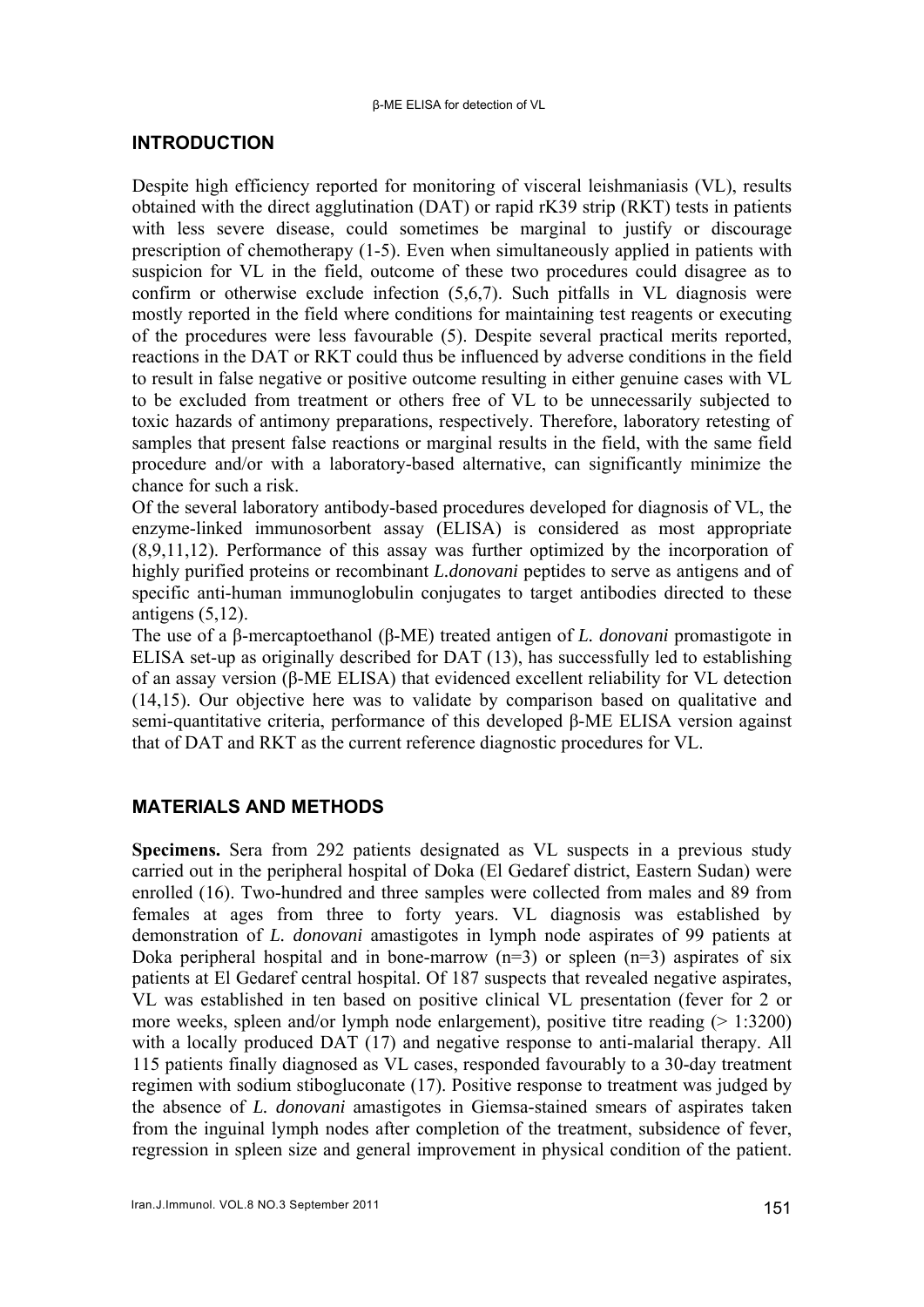## INTRODUCTION

Despite high efficiency reported for monitoring of visceral leishmaniasis (VL), results obtained with the direct agglutination (DAT) or rapid rK39 strip (RKT) tests in patients with less severe disease, could sometimes be marginal to justify or discourage prescription of chemotherapy (1-5). Even when simultaneously applied in patients with suspicion for VL in the field, outcome of these two procedures could disagree as to confirm or otherwise exclude infection (5,6,7). Such pitfalls in VL diagnosis were mostly reported in the field where conditions for maintaining test reagents or executing of the procedures were less favourable (5). Despite several practical merits reported, reactions in the DAT or RKT could thus be influenced by adverse conditions in the field to result in false negative or positive outcome resulting in either genuine cases with VL to be excluded from treatment or others free of VL to be unnecessarily subjected to toxic hazards of antimony preparations, respectively. Therefore, laboratory retesting of samples that present false reactions or marginal results in the field, with the same field procedure and/or with a laboratory-based alternative, can significantly minimize the chance for such a risk.

Of the several laboratory antibody-based procedures developed for diagnosis of VL, the enzyme-linked immunosorbent assay (ELISA) is considered as most appropriate (8,9,11,12). Performance of this assay was further optimized by the incorporation of highly purified proteins or recombinant *L.donovani* peptides to serve as antigens and of specific anti-human immunoglobulin conjugates to target antibodies directed to these antigens (5,12).

The use of a β-mercaptoethanol (β-ME) treated antigen of *L. donovani* promastigote in ELISA set-up as originally described for DAT (13), has successfully led to establishing of an assay version (β-ME ELISA) that evidenced excellent reliability for VL detection (14,15). Our objective here was to validate by comparison based on qualitative and semi-quantitative criteria, performance of this developed β-ME ELISA version against that of DAT and RKT as the current reference diagnostic procedures for VL.

## MATERIALS AND METHODS

**Specimens.** Sera from 292 patients designated as VL suspects in a previous study carried out in the peripheral hospital of Doka (El Gedaref district, Eastern Sudan) were enrolled (16). Two-hundred and three samples were collected from males and 89 from females at ages from three to forty years. VL diagnosis was established by demonstration of *L. donovani* amastigotes in lymph node aspirates of 99 patients at Doka peripheral hospital and in bone-marrow (n=3) or spleen (n=3) aspirates of six patients at El Gedaref central hospital. Of 187 suspects that revealed negative aspirates, VL was established in ten based on positive clinical VL presentation (fever for 2 or more weeks, spleen and/or lymph node enlargement), positive titre reading (> 1:3200) with a locally produced DAT (17) and negative response to anti-malarial therapy. All 115 patients finally diagnosed as VL cases, responded favourably to a 30-day treatment regimen with sodium stibogluconate (17). Positive response to treatment was judged by the absence of *L. donovani* amastigotes in Giemsa-stained smears of aspirates taken from the inguinal lymph nodes after completion of the treatment, subsidence of fever, regression in spleen size and general improvement in physical condition of the patient.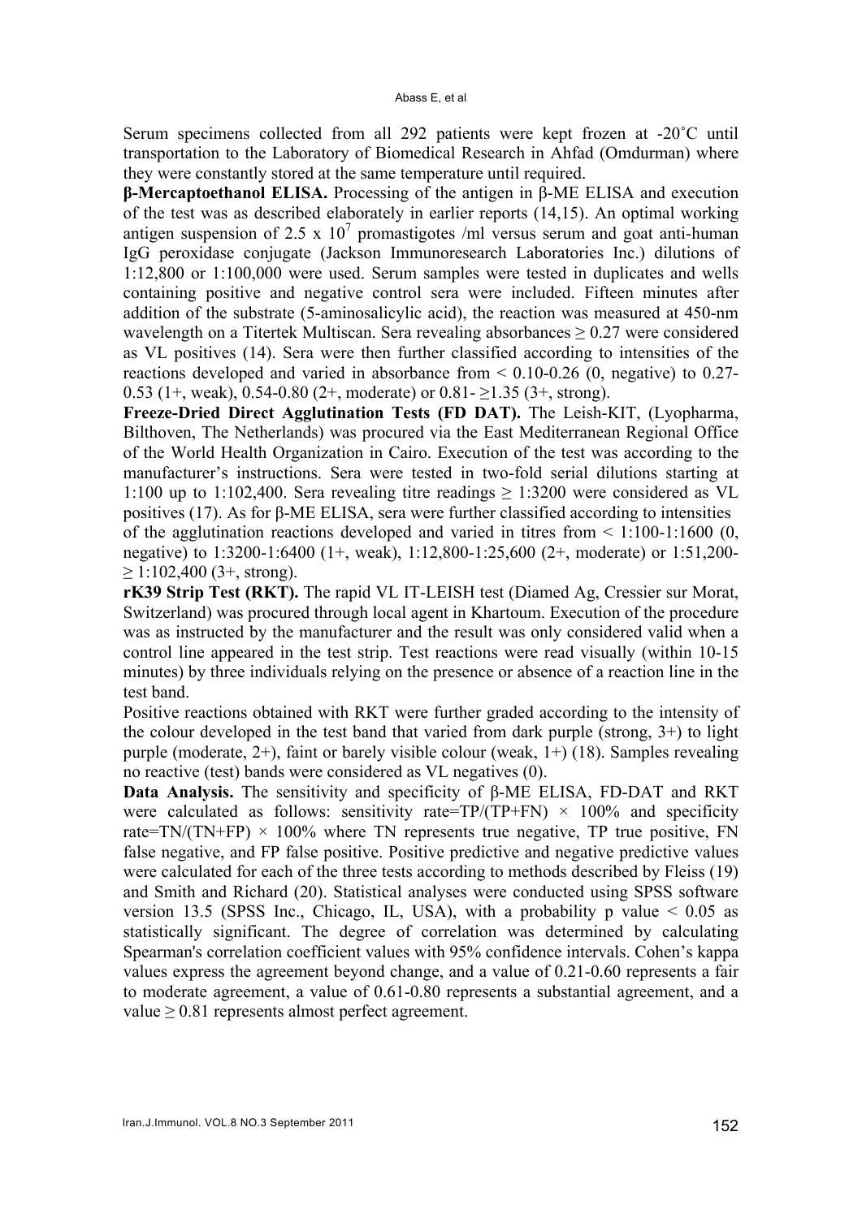Serum specimens collected from all 292 patients were kept frozen at -20˚C until transportation to the Laboratory of Biomedical Research in Ahfad (Omdurman) where they were constantly stored at the same temperature until required.

**β-Mercaptoethanol ELISA.** Processing of the antigen in β-ME ELISA and execution of the test was as described elaborately in earlier reports (14,15). An optimal working antigen suspension of 2.5 x $10^7$ promastigotes /ml versus serum and goat anti-human IgG peroxidase conjugate (Jackson Immunoresearch Laboratories Inc.) dilutions of 1:12,800 or 1:100,000 were used. Serum samples were tested in duplicates and wells containing positive and negative control sera were included. Fifteen minutes after addition of the substrate (5-aminosalicylic acid), the reaction was measured at 450-nm wavelength on a Titertek Multiscan. Sera revealing absorbances ≥ 0.27 were considered as VL positives (14). Sera were then further classified according to intensities of the reactions developed and varied in absorbance from < 0.10-0.26 (0, negative) to 0.27-0.53 (1+, weak), 0.54-0.80 (2+, moderate) or 0.81- ≥1.35 (3+, strong).

**Freeze-Dried Direct Agglutination Tests (FD DAT).** The Leish-KIT, (Lyopharma, Bilthoven, The Netherlands) was procured via the East Mediterranean Regional Office of the World Health Organization in Cairo. Execution of the test was according to the manufacturer's instructions. Sera were tested in two-fold serial dilutions starting at 1:100 up to 1:102,400. Sera revealing titre readings ≥ 1:3200 were considered as VL positives (17). As for β-ME ELISA, sera were further classified according to intensities of the agglutination reactions developed and varied in titres from < 1:100-1:1600 (0, negative) to 1:3200-1:6400 (1+, weak), 1:12,800-1:25,600 (2+, moderate) or 1:51,200-≥ 1:102,400 (3+, strong).

**rK39 Strip Test (RKT).** The rapid VL IT-LEISH test (Diamed Ag, Cressier sur Morat, Switzerland) was procured through local agent in Khartoum. Execution of the procedure was as instructed by the manufacturer and the result was only considered valid when a control line appeared in the test strip. Test reactions were read visually (within 10-15 minutes) by three individuals relying on the presence or absence of a reaction line in the test band.

Positive reactions obtained with RKT were further graded according to the intensity of the colour developed in the test band that varied from dark purple (strong, 3+) to light purple (moderate, 2+), faint or barely visible colour (weak, 1+) (18). Samples revealing no reactive (test) bands were considered as VL negatives (0).

**Data Analysis.** The sensitivity and specificity of β-ME ELISA, FD-DAT and RKT were calculated as follows: sensitivity rate=TP/(TP+FN) × 100% and specificity rate=TN/(TN+FP) × 100% where TN represents true negative, TP true positive, FN false negative, and FP false positive. Positive predictive and negative predictive values were calculated for each of the three tests according to methods described by Fleiss (19) and Smith and Richard (20). Statistical analyses were conducted using SPSS software version 13.5 (SPSS Inc., Chicago, IL, USA), with a probability p value < 0.05 as statistically significant. The degree of correlation was determined by calculating Spearman's correlation coefficient values with 95% confidence intervals. Cohen's kappa values express the agreement beyond change, and a value of 0.21-0.60 represents a fair to moderate agreement, a value of 0.61-0.80 represents a substantial agreement, and a value ≥ 0.81 represents almost perfect agreement.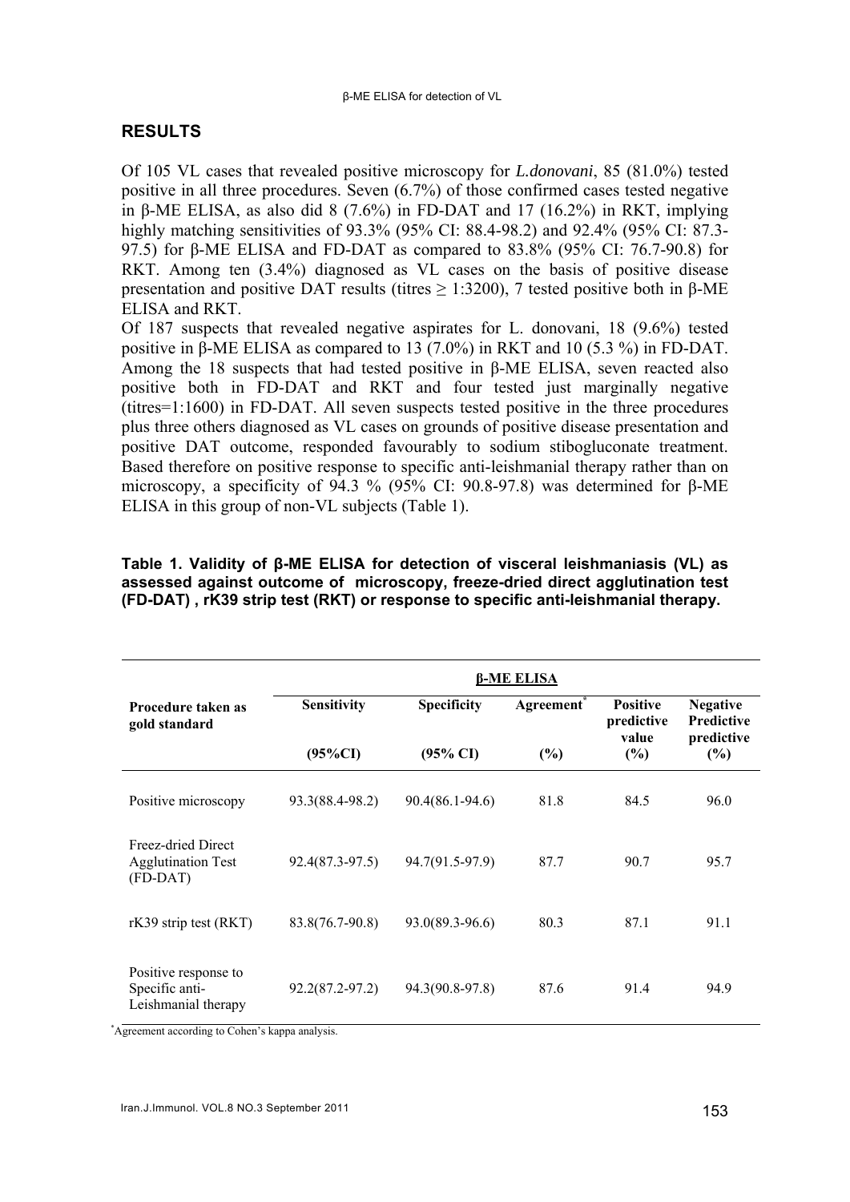## RESULTS

Of 105 VL cases that revealed positive microscopy for *L.donovani*, 85 (81.0%) tested positive in all three procedures. Seven (6.7%) of those confirmed cases tested negative in β-ME ELISA, as also did 8 (7.6%) in FD-DAT and 17 (16.2%) in RKT, implying highly matching sensitivities of 93.3% (95% CI: 88.4-98.2) and 92.4% (95% CI: 87.3-97.5) for β-ME ELISA and FD-DAT as compared to 83.8% (95% CI: 76.7-90.8) for RKT. Among ten (3.4%) diagnosed as VL cases on the basis of positive disease presentation and positive DAT results (titres ≥ 1:3200), 7 tested positive both in β-ME ELISA and RKT.

Of 187 suspects that revealed negative aspirates for L. donovani, 18 (9.6%) tested positive in β-ME ELISA as compared to 13 (7.0%) in RKT and 10 (5.3 %) in FD-DAT. Among the 18 suspects that had tested positive in β-ME ELISA, seven reacted also positive both in FD-DAT and RKT and four tested just marginally negative (titres=1:1600) in FD-DAT. All seven suspects tested positive in the three procedures plus three others diagnosed as VL cases on grounds of positive disease presentation and positive DAT outcome, responded favourably to sodium stibogluconate treatment. Based therefore on positive response to specific anti-leishmanial therapy rather than on microscopy, a specificity of 94.3 % (95% CI: 90.8-97.8) was determined for β-ME ELISA in this group of non-VL subjects (Table 1).

**Table 1. Validity of β-ME ELISA for detection of visceral leishmaniasis (VL) as assessed against outcome of microscopy, freeze-dried direct agglutination test (FD-DAT) , rK39 strip test (RKT) or response to specific anti-leishmanial therapy.**

| | β-ME ELISA | | | | |
|---|---|---|---|---|---|
| Procedure taken as gold standard | Sensitivity (95%CI) | Specificity (95% CI) | Agreement* (%) | Positive predictive value (%) | Negative Predictive predictive (%) |
| Positive microscopy | 93.3(88.4-98.2) | 90.4(86.1-94.6) | 81.8 | 84.5 | 96.0 |
| Freez-dried Direct Agglutination Test (FD-DAT) | 92.4(87.3-97.5) | 94.7(91.5-97.9) | 87.7 | 90.7 | 95.7 |
| rK39 strip test (RKT) | 83.8(76.7-90.8) | 93.0(89.3-96.6) | 80.3 | 87.1 | 91.1 |
| Positive response to Specific anti-Leishmanial therapy | 92.2(87.2-97.2) | 94.3(90.8-97.8) | 87.6 | 91.4 | 94.9 |

*Agreement according to Cohen's kappa analysis.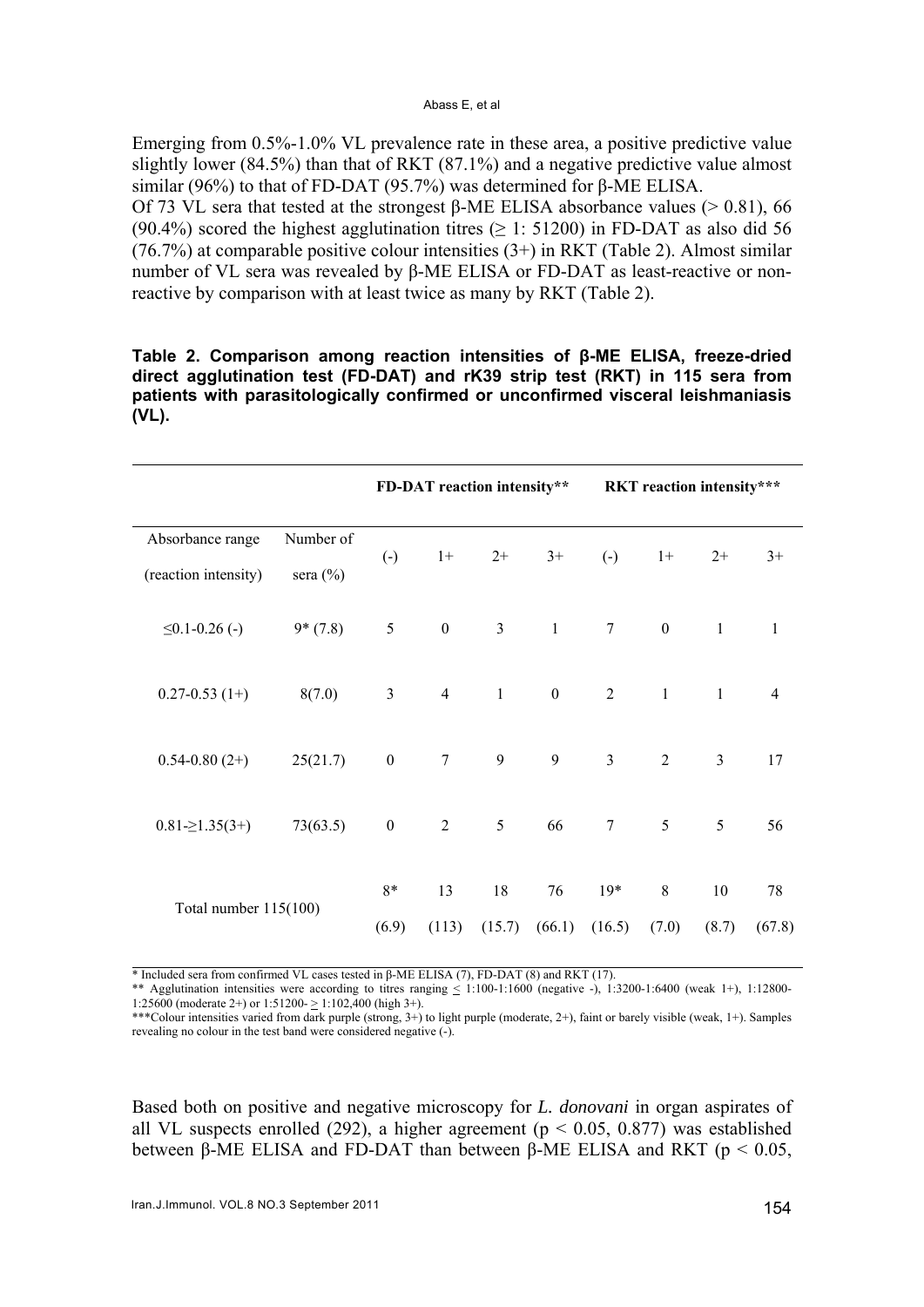Emerging from 0.5%-1.0% VL prevalence rate in these area, a positive predictive value slightly lower (84.5%) than that of RKT (87.1%) and a negative predictive value almost similar (96%) to that of FD-DAT (95.7%) was determined for β-ME ELISA.

Of 73 VL sera that tested at the strongest β-ME ELISA absorbance values (> 0.81), 66 (90.4%) scored the highest agglutination titres (≥ 1: 51200) in FD-DAT as also did 56 (76.7%) at comparable positive colour intensities (3+) in RKT (Table 2). Almost similar number of VL sera was revealed by β-ME ELISA or FD-DAT as least-reactive or non-reactive by comparison with at least twice as many by RKT (Table 2).

**Table 2. Comparison among reaction intensities of β-ME ELISA, freeze-dried direct agglutination test (FD-DAT) and rK39 strip test (RKT) in 115 sera from patients with parasitologically confirmed or unconfirmed visceral leishmaniasis (VL).**

| | | FD-DAT reaction intensity** | | | | RKT reaction intensity*** | | | |
|---|---|---|---|---|---|---|---|---|---|
| Absorbance range (reaction intensity) | Number of sera (%) | (-) | 1+ | 2+ | 3+ | (-) | 1+ | 2+ | 3+ |
| ≤0.1-0.26 (-) | 9* (7.8) | 5 | 0 | 3 | 1 | 7 | 0 | 1 | 1 |
| 0.27-0.53 (1+) | 8(7.0) | 3 | 4 | 1 | 0 | 2 | 1 | 1 | 4 |
| 0.54-0.80 (2+) | 25(21.7) | 0 | 7 | 9 | 9 | 3 | 2 | 3 | 17 |
| 0.81-≥1.35(3+) | 73(63.5) | 0 | 2 | 5 | 66 | 7 | 5 | 5 | 56 |
| Total number 115(100) | | 8* (6.9) | 13 (113) | 18 (15.7) | 76 (66.1) | 19* (16.5) | 8 (7.0) | 10 (8.7) | 78 (67.8) |

\* Included sera from confirmed VL cases tested in β-ME ELISA (7), FD-DAT (8) and RKT (17).

** Agglutination intensities were according to titres ranging ≤ 1:100-1:1600 (negative -), 1:3200-1:6400 (weak 1+), 1:12800-1:25600 (moderate 2+) or 1:51200- ≥ 1:102,400 (high 3+).

***Colour intensities varied from dark purple (strong, 3+) to light purple (moderate, 2+), faint or barely visible (weak, 1+). Samples revealing no colour in the test band were considered negative (-).

Based both on positive and negative microscopy for *L. donovani* in organ aspirates of all VL suspects enrolled (292), a higher agreement ($p < 0.05$, 0.877) was established between β-ME ELISA and FD-DAT than between β-ME ELISA and RKT ($p < 0.05$,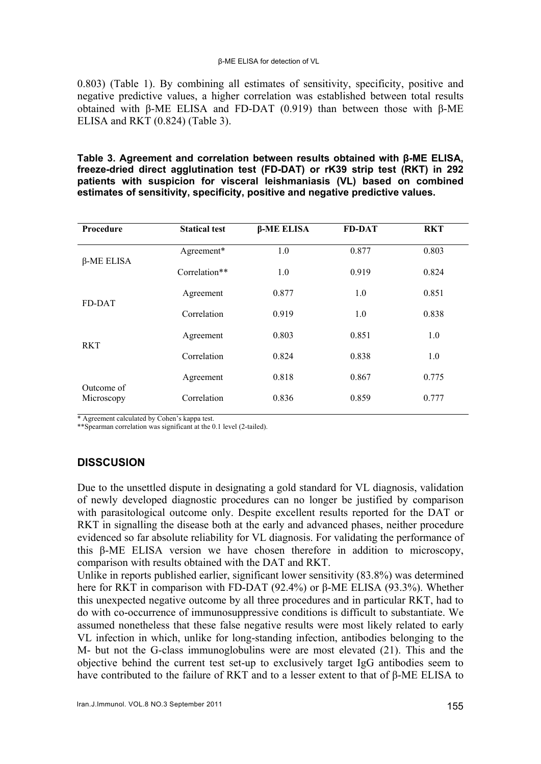0.803) (Table 1). By combining all estimates of sensitivity, specificity, positive and negative predictive values, a higher correlation was established between total results obtained with β-ME ELISA and FD-DAT (0.919) than between those with β-ME ELISA and RKT (0.824) (Table 3).

**Table 3. Agreement and correlation between results obtained with β-ME ELISA, freeze-dried direct agglutination test (FD-DAT) or rK39 strip test (RKT) in 292 patients with suspicion for visceral leishmaniasis (VL) based on combined estimates of sensitivity, specificity, positive and negative predictive values.**

| Procedure | Statical test | β-ME ELISA | FD-DAT | RKT |
|---|---|---|---|---|
| β-ME ELISA | Agreement* | 1.0 | 0.877 | 0.803 |
| | Correlation** | 1.0 | 0.919 | 0.824 |
| FD-DAT | Agreement | 0.877 | 1.0 | 0.851 |
| | Correlation | 0.919 | 1.0 | 0.838 |
| RKT | Agreement | 0.803 | 0.851 | 1.0 |
| | Correlation | 0.824 | 0.838 | 1.0 |
| Outcome of Microscopy | Agreement | 0.818 | 0.867 | 0.775 |
| | Correlation | 0.836 | 0.859 | 0.777 |

\* Agreement calculated by Cohen's kappa test.
\*\*Spearman correlation was significant at the 0.1 level (2-tailed).

## DISSCUSION

Due to the unsettled dispute in designating a gold standard for VL diagnosis, validation of newly developed diagnostic procedures can no longer be justified by comparison with parasitological outcome only. Despite excellent results reported for the DAT or RKT in signalling the disease both at the early and advanced phases, neither procedure evidenced so far absolute reliability for VL diagnosis. For validating the performance of this β-ME ELISA version we have chosen therefore in addition to microscopy, comparison with results obtained with the DAT and RKT.

Unlike in reports published earlier, significant lower sensitivity (83.8%) was determined here for RKT in comparison with FD-DAT (92.4%) or β-ME ELISA (93.3%). Whether this unexpected negative outcome by all three procedures and in particular RKT, had to do with co-occurrence of immunosuppressive conditions is difficult to substantiate. We assumed nonetheless that these false negative results were most likely related to early VL infection in which, unlike for long-standing infection, antibodies belonging to the M- but not the G-class immunoglobulins were are most elevated (21). This and the objective behind the current test set-up to exclusively target IgG antibodies seem to have contributed to the failure of RKT and to a lesser extent to that of β-ME ELISA to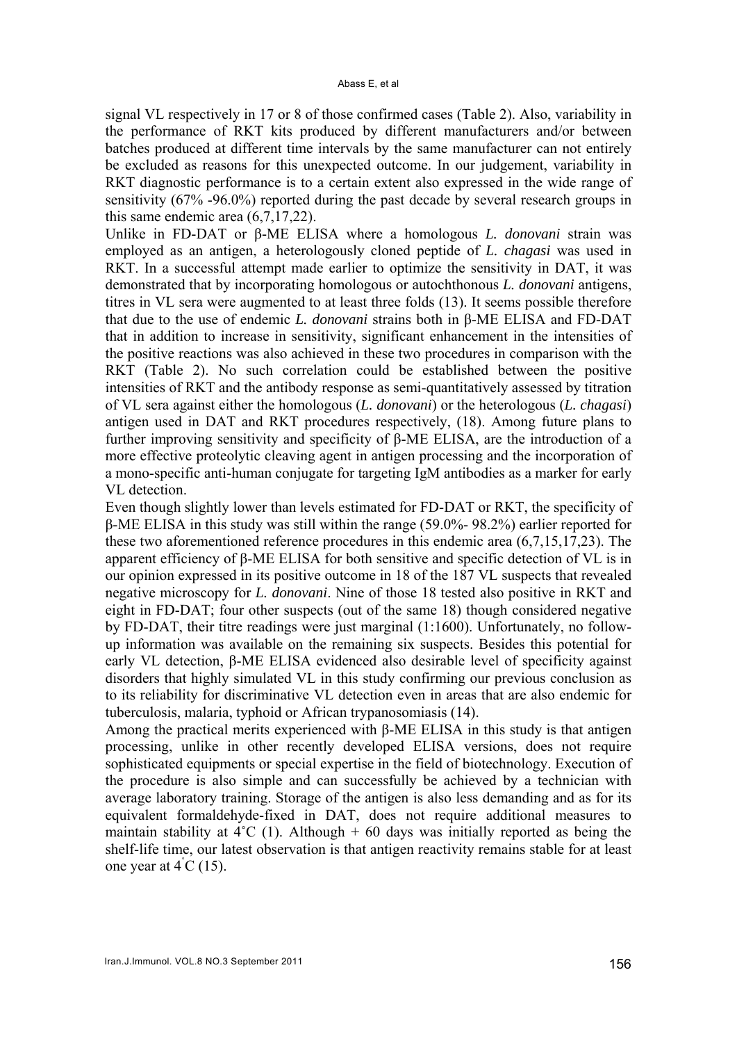signal VL respectively in 17 or 8 of those confirmed cases (Table 2). Also, variability in the performance of RKT kits produced by different manufacturers and/or between batches produced at different time intervals by the same manufacturer can not entirely be excluded as reasons for this unexpected outcome. In our judgement, variability in RKT diagnostic performance is to a certain extent also expressed in the wide range of sensitivity (67% -96.0%) reported during the past decade by several research groups in this same endemic area (6,7,17,22).

Unlike in FD-DAT or β-ME ELISA where a homologous *L. donovani* strain was employed as an antigen, a heterologously cloned peptide of *L. chagasi* was used in RKT. In a successful attempt made earlier to optimize the sensitivity in DAT, it was demonstrated that by incorporating homologous or autochthonous *L. donovani* antigens, titres in VL sera were augmented to at least three folds (13). It seems possible therefore that due to the use of endemic *L. donovani* strains both in β-ME ELISA and FD-DAT that in addition to increase in sensitivity, significant enhancement in the intensities of the positive reactions was also achieved in these two procedures in comparison with the RKT (Table 2). No such correlation could be established between the positive intensities of RKT and the antibody response as semi-quantitatively assessed by titration of VL sera against either the homologous (*L. donovani*) or the heterologous (*L. chagasi*) antigen used in DAT and RKT procedures respectively, (18). Among future plans to further improving sensitivity and specificity of β-ME ELISA, are the introduction of a more effective proteolytic cleaving agent in antigen processing and the incorporation of a mono-specific anti-human conjugate for targeting IgM antibodies as a marker for early VL detection.

Even though slightly lower than levels estimated for FD-DAT or RKT, the specificity of β-ME ELISA in this study was still within the range (59.0%- 98.2%) earlier reported for these two aforementioned reference procedures in this endemic area (6,7,15,17,23). The apparent efficiency of β-ME ELISA for both sensitive and specific detection of VL is in our opinion expressed in its positive outcome in 18 of the 187 VL suspects that revealed negative microscopy for *L. donovani*. Nine of those 18 tested also positive in RKT and eight in FD-DAT; four other suspects (out of the same 18) though considered negative by FD-DAT, their titre readings were just marginal (1:1600). Unfortunately, no follow-up information was available on the remaining six suspects. Besides this potential for early VL detection, β-ME ELISA evidenced also desirable level of specificity against disorders that highly simulated VL in this study confirming our previous conclusion as to its reliability for discriminative VL detection even in areas that are also endemic for tuberculosis, malaria, typhoid or African trypanosomiasis (14).

Among the practical merits experienced with β-ME ELISA in this study is that antigen processing, unlike in other recently developed ELISA versions, does not require sophisticated equipments or special expertise in the field of biotechnology. Execution of the procedure is also simple and can successfully be achieved by a technician with average laboratory training. Storage of the antigen is also less demanding and as for its equivalent formaldehyde-fixed in DAT, does not require additional measures to maintain stability at 4°C (1). Although + 60 days was initially reported as being the shelf-life time, our latest observation is that antigen reactivity remains stable for at least one year at 4°C (15).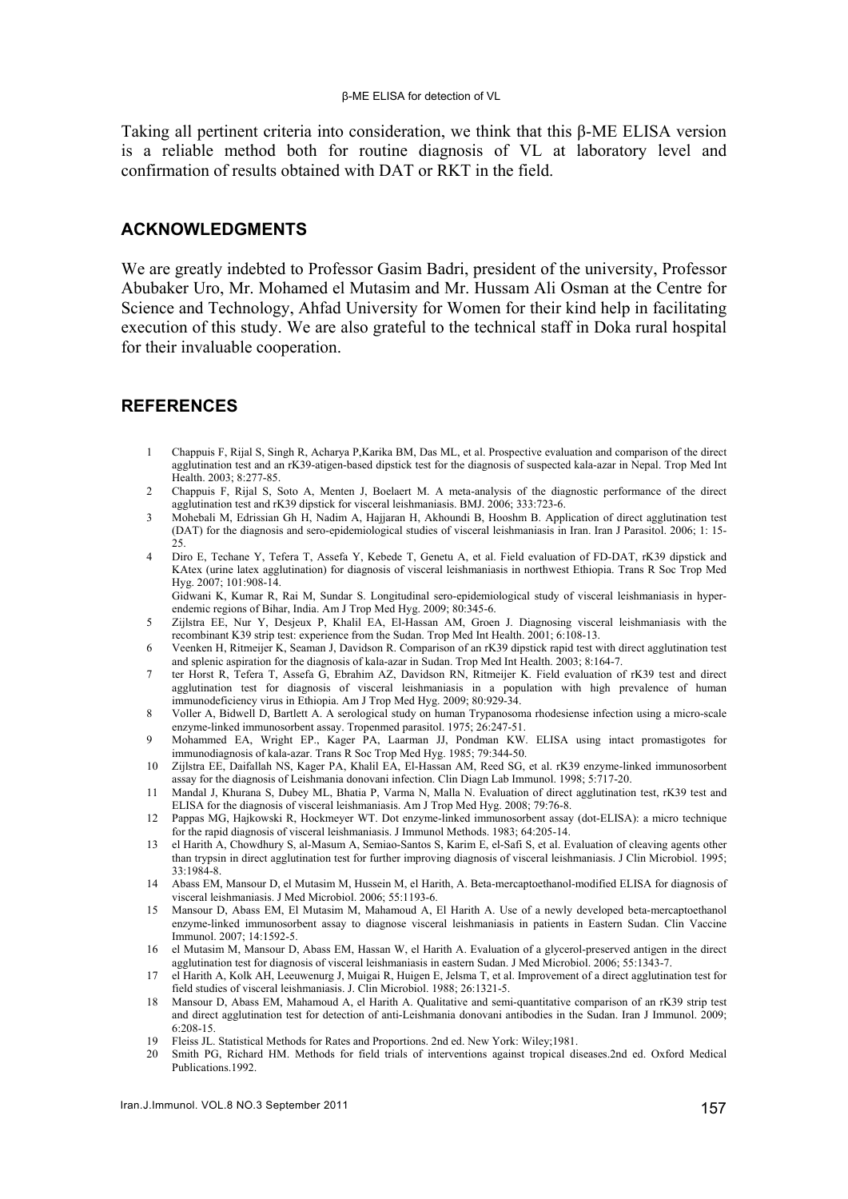Taking all pertinent criteria into consideration, we think that this β-ME ELISA version is a reliable method both for routine diagnosis of VL at laboratory level and confirmation of results obtained with DAT or RKT in the field.

## ACKNOWLEDGMENTS

We are greatly indebted to Professor Gasim Badri, president of the university, Professor Abubaker Uro, Mr. Mohamed el Mutasim and Mr. Hussam Ali Osman at the Centre for Science and Technology, Ahfad University for Women for their kind help in facilitating execution of this study. We are also grateful to the technical staff in Doka rural hospital for their invaluable cooperation.

## REFERENCES

1. Chappuis F, Rijal S, Singh R, Acharya P,Karika BM, Das ML, et al. Prospective evaluation and comparison of the direct agglutination test and an rK39-atigen-based dipstick test for the diagnosis of suspected kala-azar in Nepal. Trop Med Int Health. 2003; 8:277-85.
2. Chappuis F, Rijal S, Soto A, Menten J, Boelaert M. A meta-analysis of the diagnostic performance of the direct agglutination test and rK39 dipstick for visceral leishmaniasis. BMJ. 2006; 333:723-6.
3. Mohebali M, Edrissian Gh H, Nadim A, Hajjaran H, Akhoundi B, Hooshm B. Application of direct agglutination test (DAT) for the diagnosis and sero-epidemiological studies of visceral leishmaniasis in Iran. Iran J Parasitol. 2006; 1: 15-25.
4. Diro E, Techane Y, Tefera T, Assefa Y, Kebede T, Genetu A, et al. Field evaluation of FD-DAT, rK39 dipstick and KAtex (urine latex agglutination) for diagnosis of visceral leishmaniasis in northwest Ethiopia. Trans R Soc Trop Med Hyg. 2007; 101:908-14.
   Gidwani K, Kumar R, Rai M, Sundar S. Longitudinal sero-epidemiological study of visceral leishmaniasis in hyper-endemic regions of Bihar, India. Am J Trop Med Hyg. 2009; 80:345-6.
5. Zijlstra EE, Nur Y, Desjeux P, Khalil EA, El-Hassan AM, Groen J. Diagnosing visceral leishmaniasis with the recombinant K39 strip test: experience from the Sudan. Trop Med Int Health. 2001; 6:108-13.
6. Veenken H, Ritmeijer K, Seaman J, Davidson R. Comparison of an rK39 dipstick rapid test with direct agglutination test and splenic aspiration for the diagnosis of kala-azar in Sudan. Trop Med Int Health. 2003; 8:164-7.
7. ter Horst R, Tefera T, Assefa G, Ebrahim AZ, Davidson RN, Ritmeijer K. Field evaluation of rK39 test and direct agglutination test for diagnosis of visceral leishmaniasis in a population with high prevalence of human immunodeficiency virus in Ethiopia. Am J Trop Med Hyg. 2009; 80:929-34.
8. Voller A, Bidwell D, Bartlett A. A serological study on human Trypanosoma rhodesiense infection using a micro-scale enzyme-linked immunosorbent assay. Tropenmed parasitol. 1975; 26:247-51.
9. Mohammed EA, Wright EP., Kager PA, Laarman JJ, Pondman KW. ELISA using intact promastigotes for immunodiagnosis of kala-azar. Trans R Soc Trop Med Hyg. 1985; 79:344-50.
10. Zijlstra EE, Daifallah NS, Kager PA, Khalil EA, El-Hassan AM, Reed SG, et al. rK39 enzyme-linked immunosorbent assay for the diagnosis of Leishmania donovani infection. Clin Diagn Lab Immunol. 1998; 5:717-20.
11. Mandal J, Khurana S, Dubey ML, Bhatia P, Varma N, Malla N. Evaluation of direct agglutination test, rK39 test and ELISA for the diagnosis of visceral leishmaniasis. Am J Trop Med Hyg. 2008; 79:76-8.
12. Pappas MG, Hajkowski R, Hockmeyer WT. Dot enzyme-linked immunosorbent assay (dot-ELISA): a micro technique for the rapid diagnosis of visceral leishmaniasis. J Immunol Methods. 1983; 64:205-14.
13. el Harith A, Chowdhury S, al-Masum A, Semiao-Santos S, Karim E, el-Safi S, et al. Evaluation of cleaving agents other than trypsin in direct agglutination test for further improving diagnosis of visceral leishmaniasis. J Clin Microbiol. 1995; 33:1984-8.
14. Abass EM, Mansour D, el Mutasim M, Hussein M, el Harith, A. Beta-mercaptoethanol-modified ELISA for diagnosis of visceral leishmaniasis. J Med Microbiol. 2006; 55:1193-6.
15. Mansour D, Abass EM, El Mutasim M, Mahamoud A, El Harith A. Use of a newly developed beta-mercaptoethanol enzyme-linked immunosorbent assay to diagnose visceral leishmaniasis in patients in Eastern Sudan. Clin Vaccine Immunol. 2007; 14:1592-5.
16. el Mutasim M, Mansour D, Abass EM, Hassan W, el Harith A. Evaluation of a glycerol-preserved antigen in the direct agglutination test for diagnosis of visceral leishmaniasis in eastern Sudan. J Med Microbiol. 2006; 55:1343-7.
17. el Harith A, Kolk AH, Leeuwenurg J, Muigai R, Huigen E, Jelsma T, et al. Improvement of a direct agglutination test for field studies of visceral leishmaniasis. J. Clin Microbiol. 1988; 26:1321-5.
18. Mansour D, Abass EM, Mahamoud A, el Harith A. Qualitative and semi-quantitative comparison of an rK39 strip test and direct agglutination test for detection of anti-Leishmania donovani antibodies in the Sudan. Iran J Immunol. 2009; 6:208-15.
19. Fleiss JL. Statistical Methods for Rates and Proportions. 2nd ed. New York: Wiley;1981.
20. Smith PG, Richard HM. Methods for field trials of interventions against tropical diseases.2nd ed. Oxford Medical Publications.1992.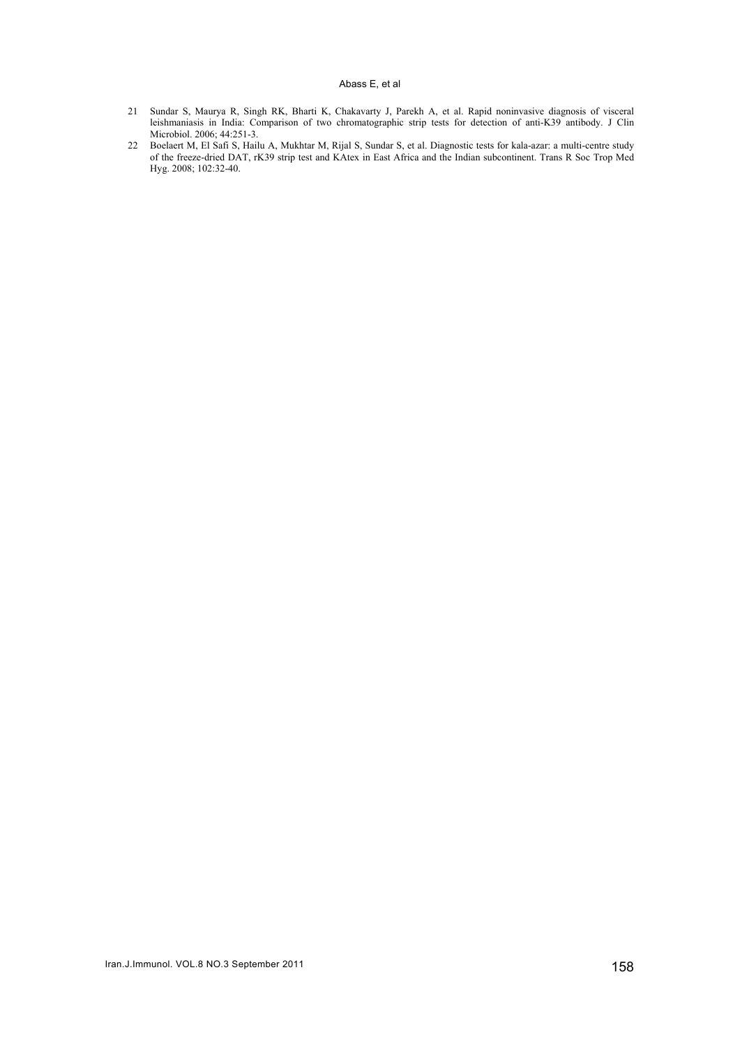21 Sundar S, Maurya R, Singh RK, Bharti K, Chakavarty J, Parekh A, et al. Rapid noninvasive diagnosis of visceral leishmaniasis in India: Comparison of two chromatographic strip tests for detection of anti-K39 antibody. J Clin Microbiol. 2006; 44:251-3.

22 Boelaert M, El Safi S, Hailu A, Mukhtar M, Rijal S, Sundar S, et al. Diagnostic tests for kala-azar: a multi-centre study of the freeze-dried DAT, rK39 strip test and KAtex in East Africa and the Indian subcontinent. Trans R Soc Trop Med Hyg. 2008; 102:32-40.